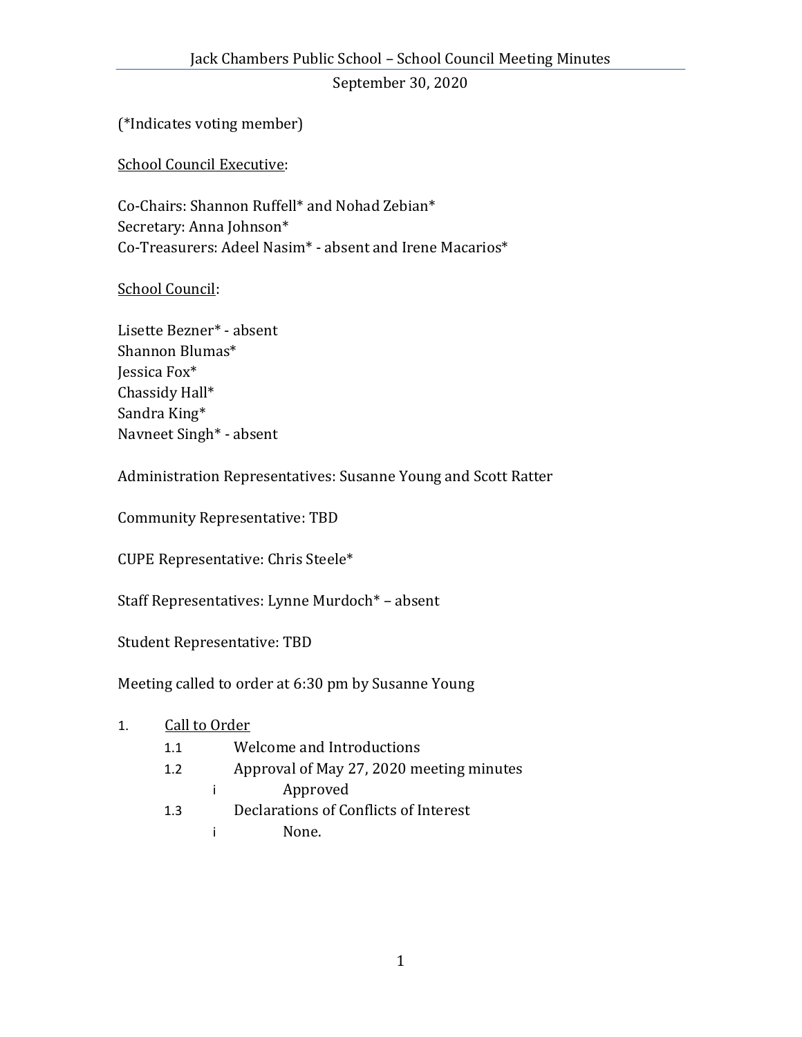# Jack Chambers Public School – School Council Meeting Minutes

September 30, 2020

(*Indicates voting member)

<u>School Council Executive</u>:

Co-Chairs: Shannon Ruffell* and Nohad Zebian*
Secretary: Anna Johnson*
Co-Treasurers: Adeel Nasim* - absent and Irene Macarios*

<u>School Council</u>:

Lisette Bezner* - absent
Shannon Blumas*
Jessica Fox*
Chassidy Hall*
Sandra King*
Navneet Singh* - absent

Administration Representatives: Susanne Young and Scott Ratter

Community Representative: TBD

CUPE Representative: Chris Steele*

Staff Representatives: Lynne Murdoch* – absent

Student Representative: TBD

Meeting called to order at 6:30 pm by Susanne Young

1. <u>Call to Order</u>
   - 1.1 Welcome and Introductions
   - 1.2 Approval of May 27, 2020 meeting minutes
     - i Approved
   - 1.3 Declarations of Conflicts of Interest
     - i None.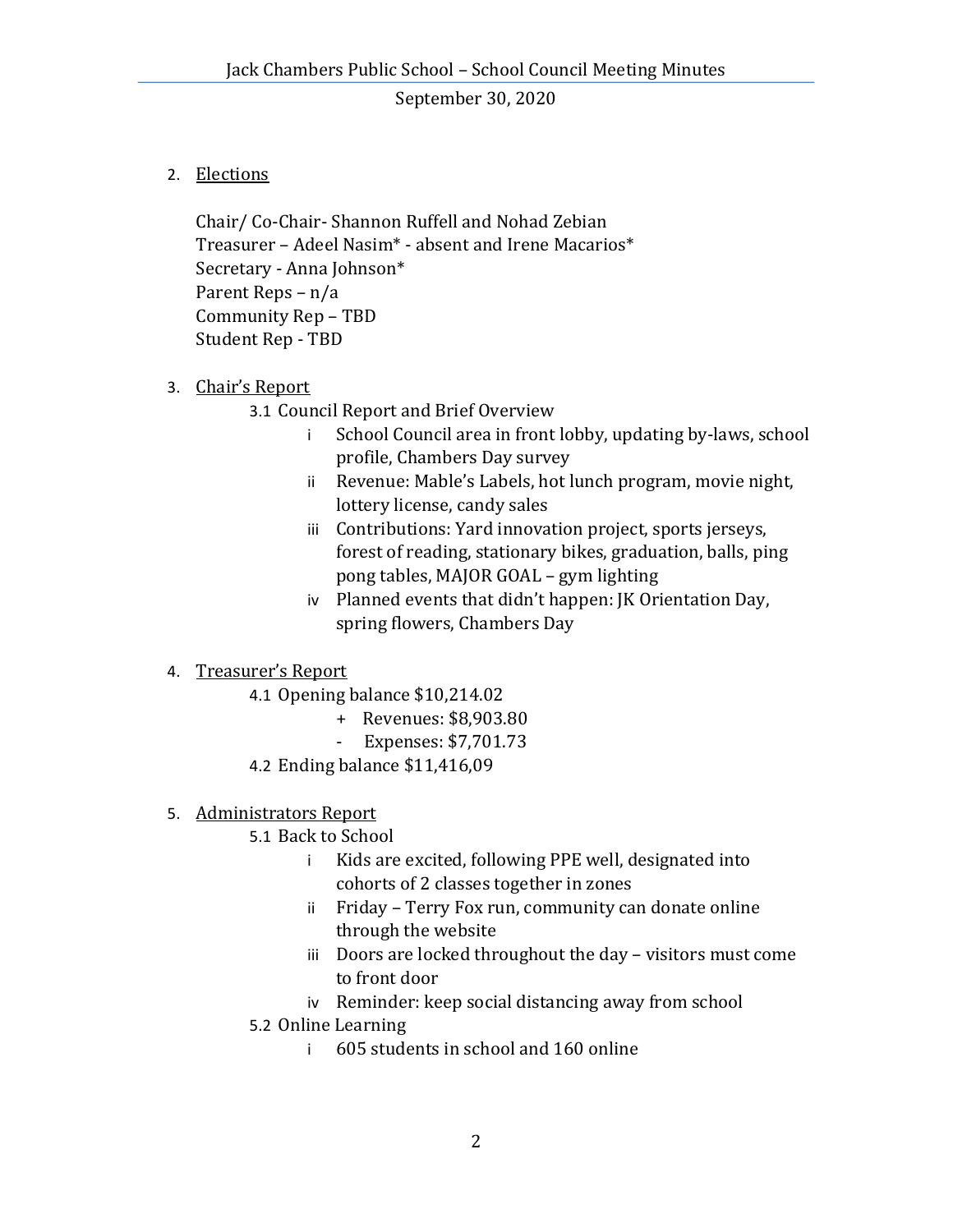2. Elections

   Chair/ Co-Chair- Shannon Ruffell and Nohad Zebian
   Treasurer – Adeel Nasim* - absent and Irene Macarios*
   Secretary - Anna Johnson*
   Parent Reps – n/a
   Community Rep – TBD
   Student Rep - TBD

3. Chair's Report
   - 3.1 Council Report and Brief Overview
     - i School Council area in front lobby, updating by-laws, school profile, Chambers Day survey
     - ii Revenue: Mable's Labels, hot lunch program, movie night, lottery license, candy sales
     - iii Contributions: Yard innovation project, sports jerseys, forest of reading, stationary bikes, graduation, balls, ping pong tables, MAJOR GOAL – gym lighting
     - iv Planned events that didn't happen: JK Orientation Day, spring flowers, Chambers Day

4. Treasurer's Report
   - 4.1 Opening balance $10,214.02
     - \+ Revenues: $8,903.80
     - \- Expenses: $7,701.73
   - 4.2 Ending balance $11,416,09

5. Administrators Report
   - 5.1 Back to School
     - i Kids are excited, following PPE well, designated into cohorts of 2 classes together in zones
     - ii Friday – Terry Fox run, community can donate online through the website
     - iii Doors are locked throughout the day – visitors must come to front door
     - iv Reminder: keep social distancing away from school
   - 5.2 Online Learning
     - i 605 students in school and 160 online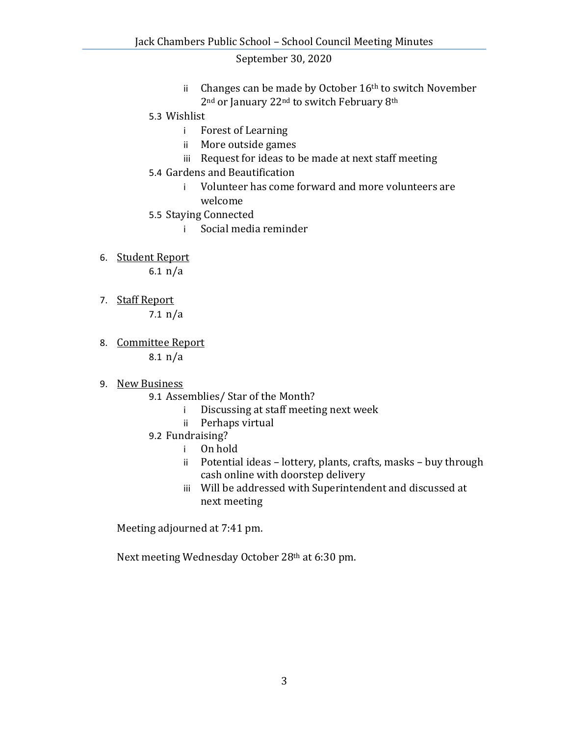ii Changes can be made by October 16th to switch November 2nd or January 22nd to switch February 8th

5.3 Wishlist

- i Forest of Learning
- ii More outside games
- iii Request for ideas to be made at next staff meeting

5.4 Gardens and Beautification

- i Volunteer has come forward and more volunteers are welcome

5.5 Staying Connected

- i Social media reminder

6. <u>Student Report</u>

6.1 n/a

7. <u>Staff Report</u>

7.1 n/a

8. <u>Committee Report</u>

8.1 n/a

9. <u>New Business</u>

9.1 Assemblies/ Star of the Month?

- i Discussing at staff meeting next week
- ii Perhaps virtual

9.2 Fundraising?

- i On hold
- ii Potential ideas – lottery, plants, crafts, masks – buy through cash online with doorstep delivery
- iii Will be addressed with Superintendent and discussed at next meeting

Meeting adjourned at 7:41 pm.

Next meeting Wednesday October 28th at 6:30 pm.